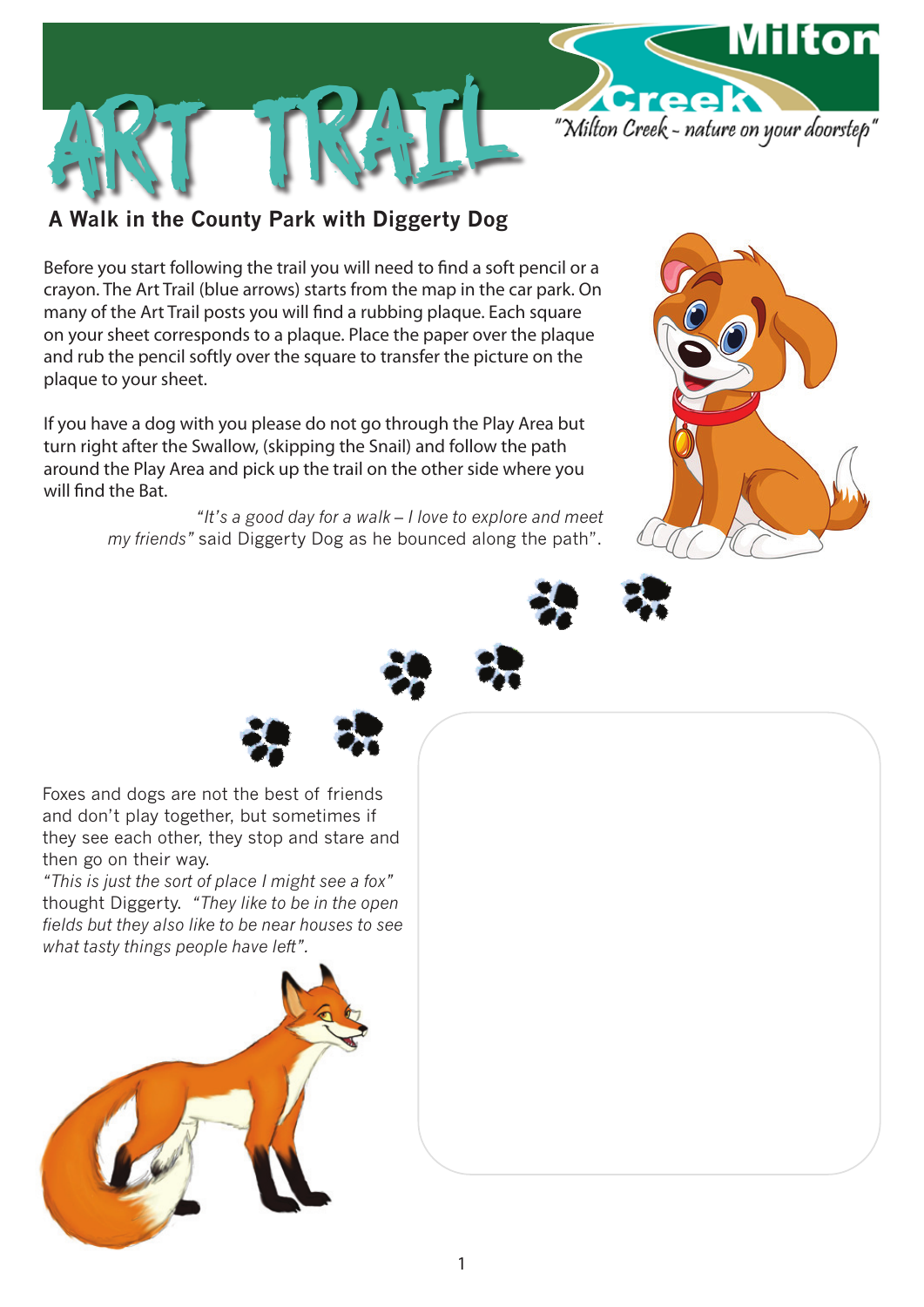# ART TRAIL

"Milton Creek – nature on your doorstep"

## A Walk in the County Park with Diggerty Dog

Before you start following the trail you will need to find a soft pencil or a crayon. The Art Trail (blue arrows) starts from the map in the car park. On many of the Art Trail posts you will find a rubbing plaque. Each square on your sheet corresponds to a plaque. Place the paper over the plaque and rub the pencil softly over the square to transfer the picture on the plaque to your sheet.

If you have a dog with you please do not go through the Play Area but turn right after the Swallow, (skipping the Snail) and follow the path around the Play Area and pick up the trail on the other side where you will find the Bat.

*"It's a good day for a walk – I love to explore and meet my friends"* said Diggerty Dog as he bounced along the path".

Foxes and dogs are not the best of friends and don't play together, but sometimes if they see each other, they stop and stare and then go on their way.

*"This is just the sort of place I might see a fox"* thought Diggerty. *"They like to be in the open fields but they also like to be near houses to see what tasty things people have left".*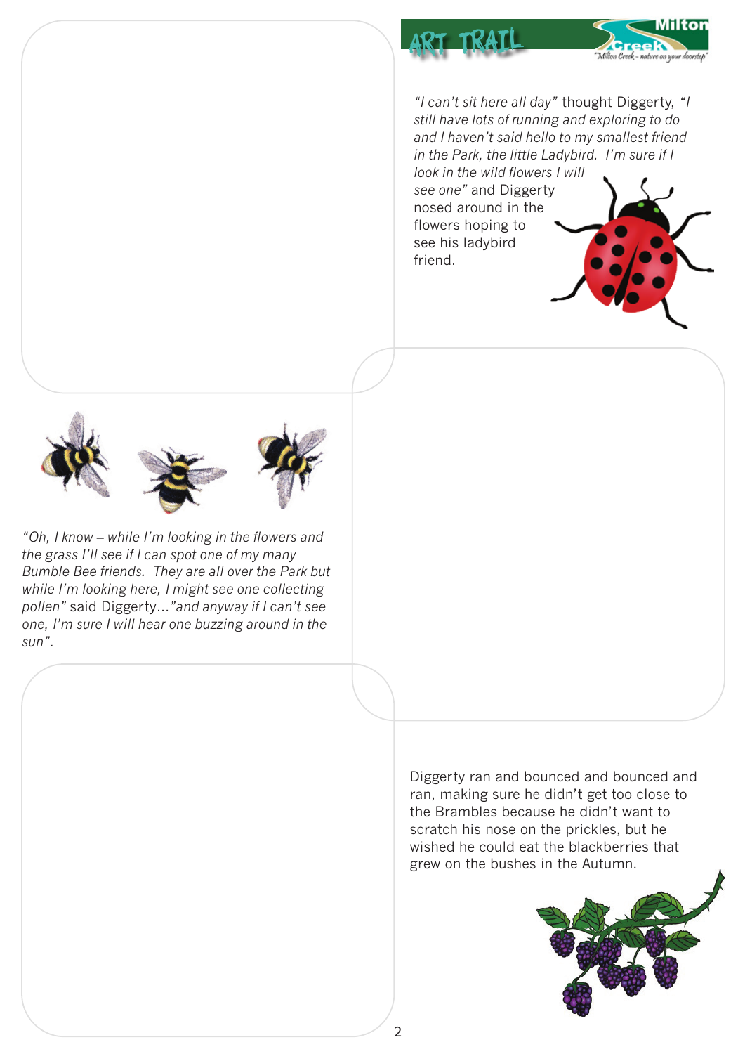*"I can't sit here all day"* thought Diggerty, *"I still have lots of running and exploring to do and I haven't said hello to my smallest friend in the Park, the little Ladybird. I'm sure if I look in the wild flowers I will see one"* and Diggerty nosed around in the flowers hoping to see his ladybird friend.

*"Oh, I know – while I'm looking in the flowers and the grass I'll see if I can spot one of my many Bumble Bee friends. They are all over the Park but while I'm looking here, I might see one collecting pollen"* said Diggerty…*"and anyway if I can't see one, I'm sure I will hear one buzzing around in the sun".*

Diggerty ran and bounced and bounced and ran, making sure he didn't get too close to the Brambles because he didn't want to scratch his nose on the prickles, but he wished he could eat the blackberries that grew on the bushes in the Autumn.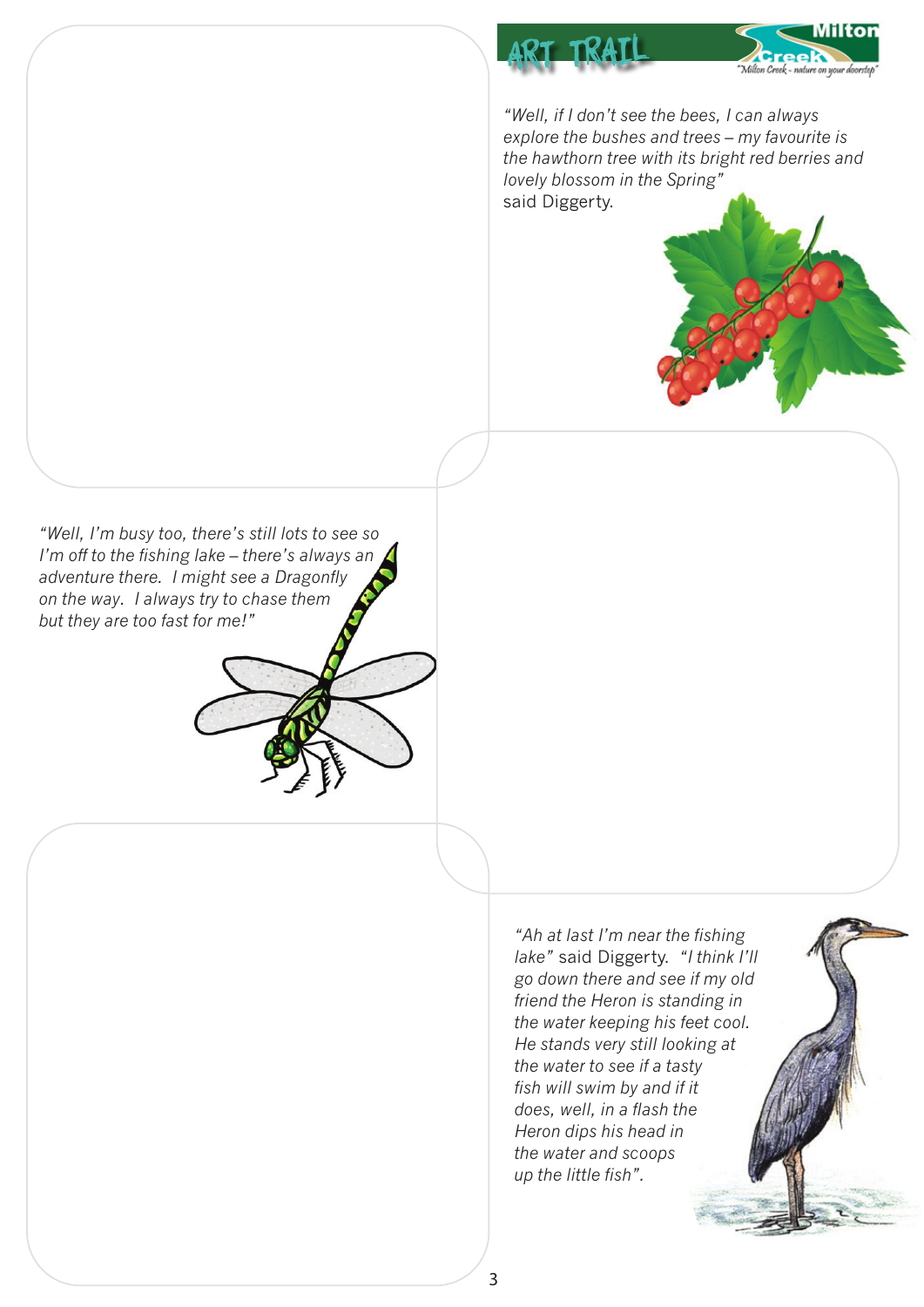“Well, if I don’t see the bees, I can always explore the bushes and trees – my favourite is the hawthorn tree with its bright red berries and lovely blossom in the Spring” said Diggerty.

*“Well, I’m busy too, there’s still lots to see so I’m off to the fishing lake – there’s always an adventure there. I might see a Dragonfly on the way. I always try to chase them but they are too fast for me!”*

*“Ah at last I’m near the fishing lake”* said Diggerty. *“I think I’ll go down there and see if my old friend the Heron is standing in the water keeping his feet cool. He stands very still looking at the water to see if a tasty fish will swim by and if it does, well, in a flash the Heron dips his head in the water and scoops up the little fish”.*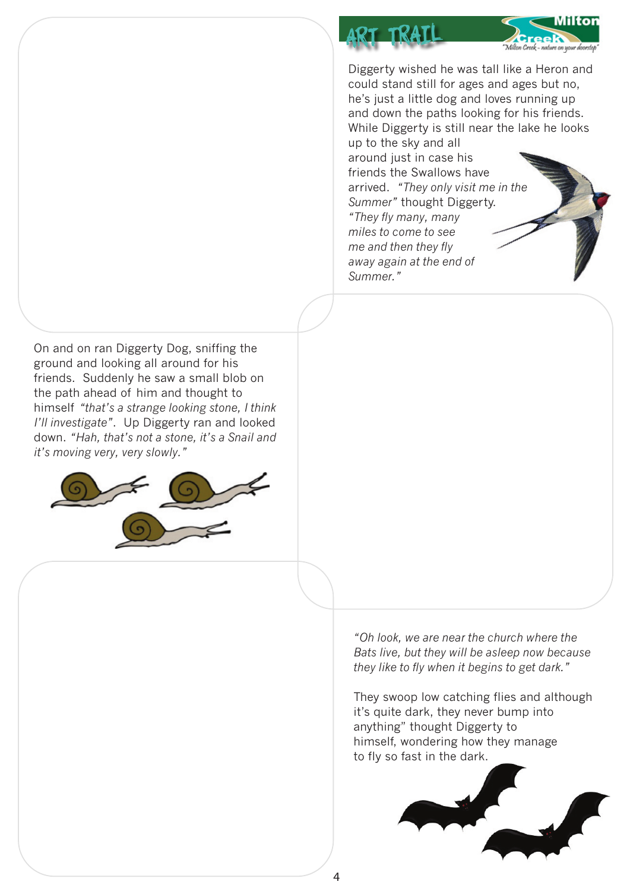Diggerty wished he was tall like a Heron and could stand still for ages and ages but no, he's just a little dog and loves running up and down the paths looking for his friends. While Diggerty is still near the lake he looks up to the sky and all around just in case his friends the Swallows have arrived. *"They only visit me in the Summer"* thought Diggerty. *"They fly many, many miles to come to see me and then they fly away again at the end of Summer."*

On and on ran Diggerty Dog, sniffing the ground and looking all around for his friends. Suddenly he saw a small blob on the path ahead of him and thought to himself *"that's a strange looking stone, I think I'll investigate"*. Up Diggerty ran and looked down. *"Hah, that's not a stone, it's a Snail and it's moving very, very slowly."*

*"Oh look, we are near the church where the Bats live, but they will be asleep now because they like to fly when it begins to get dark."*

They swoop low catching flies and although it's quite dark, they never bump into anything" thought Diggerty to himself, wondering how they manage to fly so fast in the dark.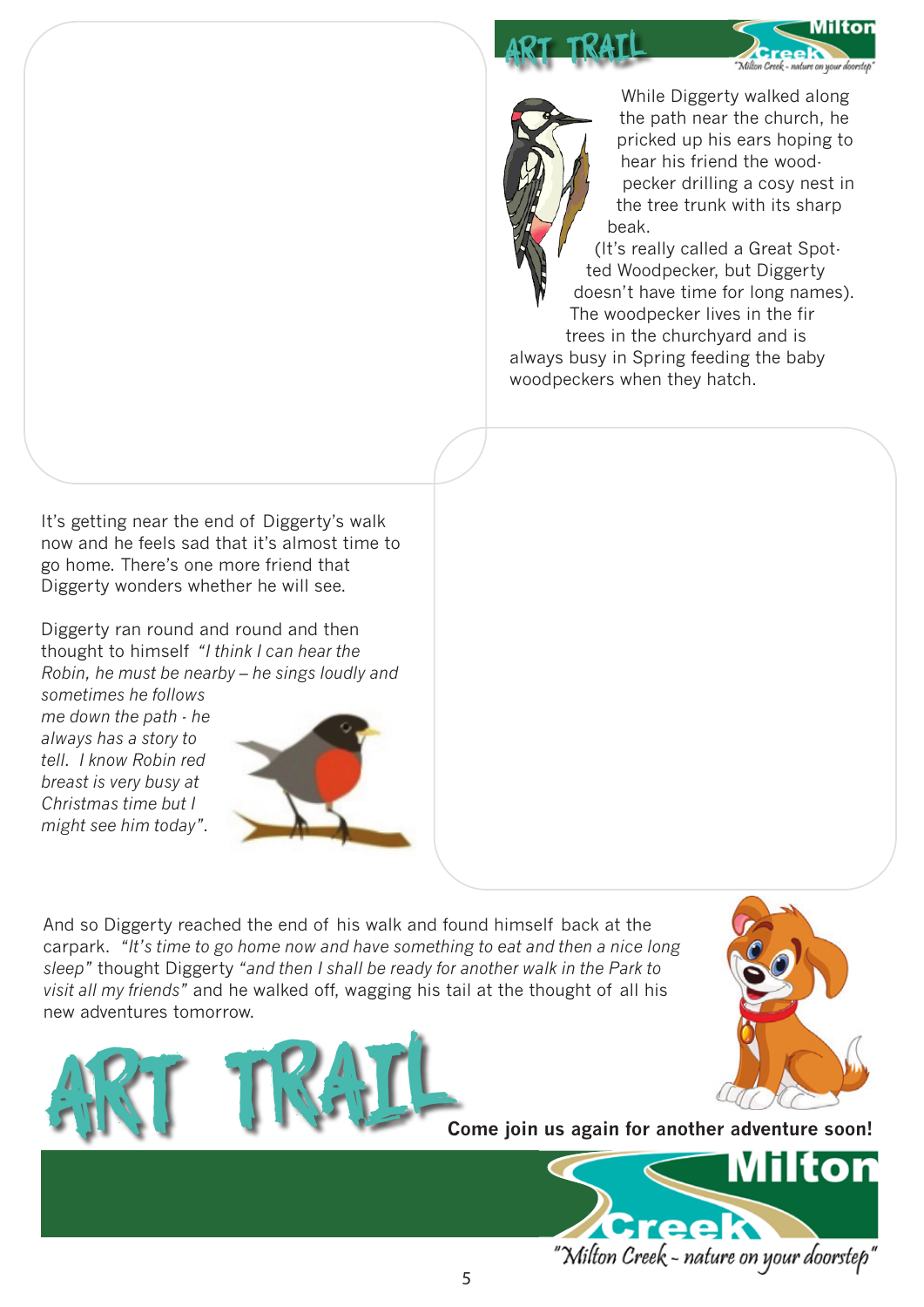While Diggerty walked along the path near the church, he pricked up his ears hoping to hear his friend the wood-pecker drilling a cosy nest in the tree trunk with its sharp beak.
(It's really called a Great Spotted Woodpecker, but Diggerty doesn't have time for long names). The woodpecker lives in the fir trees in the churchyard and is always busy in Spring feeding the baby woodpeckers when they hatch.

It's getting near the end of Diggerty's walk now and he feels sad that it's almost time to go home. There's one more friend that Diggerty wonders whether he will see.

Diggerty ran round and round and then thought to himself *"I think I can hear the Robin, he must be nearby – he sings loudly and sometimes he follows me down the path - he always has a story to tell. I know Robin red breast is very busy at Christmas time but I might see him today"*.

And so Diggerty reached the end of his walk and found himself back at the carpark. *"It's time to go home now and have something to eat and then a nice long sleep"* thought Diggerty *"and then I shall be ready for another walk in the Park to visit all my friends"* and he walked off, wagging his tail at the thought of all his new adventures tomorrow.

# ART TRAIL

**Come join us again for another adventure soon!**

Milton Creek
"Milton Creek - nature on your doorstep"